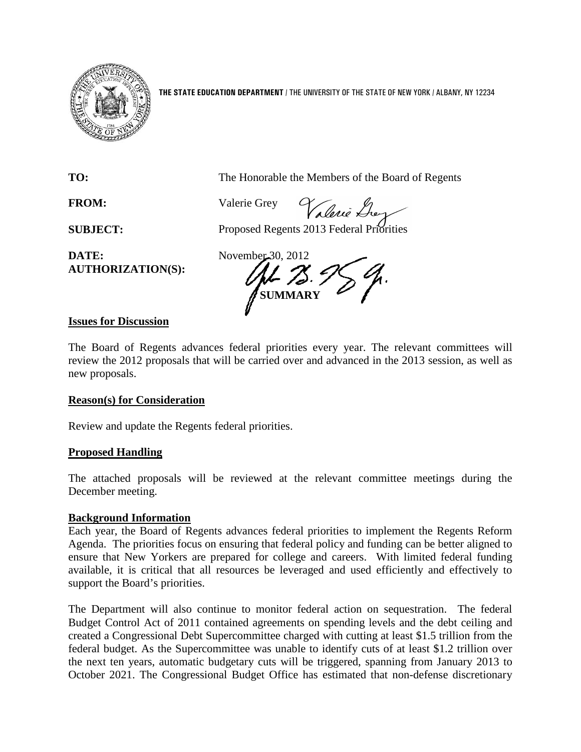**THE STATE EDUCATION DEPARTMENT** / THE UNIVERSITY OF THE STATE OF NEW YORK / ALBANY, NY 12234

**TO:** The Honorable the Members of the Board of Regents

**FROM:** Valerie Grey

**SUBJECT:** Proposed Regents 2013 Federal Priorities

**DATE:** November 30, 2012

**AUTHORIZATION(S):**

**SUMMARY**

**Issues for Discussion**

The Board of Regents advances federal priorities every year. The relevant committees will review the 2012 proposals that will be carried over and advanced in the 2013 session, as well as new proposals.

**Reason(s) for Consideration**

Review and update the Regents federal priorities.

**Proposed Handling**

The attached proposals will be reviewed at the relevant committee meetings during the December meeting.

**Background Information**

Each year, the Board of Regents advances federal priorities to implement the Regents Reform Agenda. The priorities focus on ensuring that federal policy and funding can be better aligned to ensure that New Yorkers are prepared for college and careers. With limited federal funding available, it is critical that all resources be leveraged and used efficiently and effectively to support the Board's priorities.

The Department will also continue to monitor federal action on sequestration. The federal Budget Control Act of 2011 contained agreements on spending levels and the debt ceiling and created a Congressional Debt Supercommittee charged with cutting at least $1.5 trillion from the federal budget. As the Supercommittee was unable to identify cuts of at least $1.2 trillion over the next ten years, automatic budgetary cuts will be triggered, spanning from January 2013 to October 2021. The Congressional Budget Office has estimated that non-defense discretionary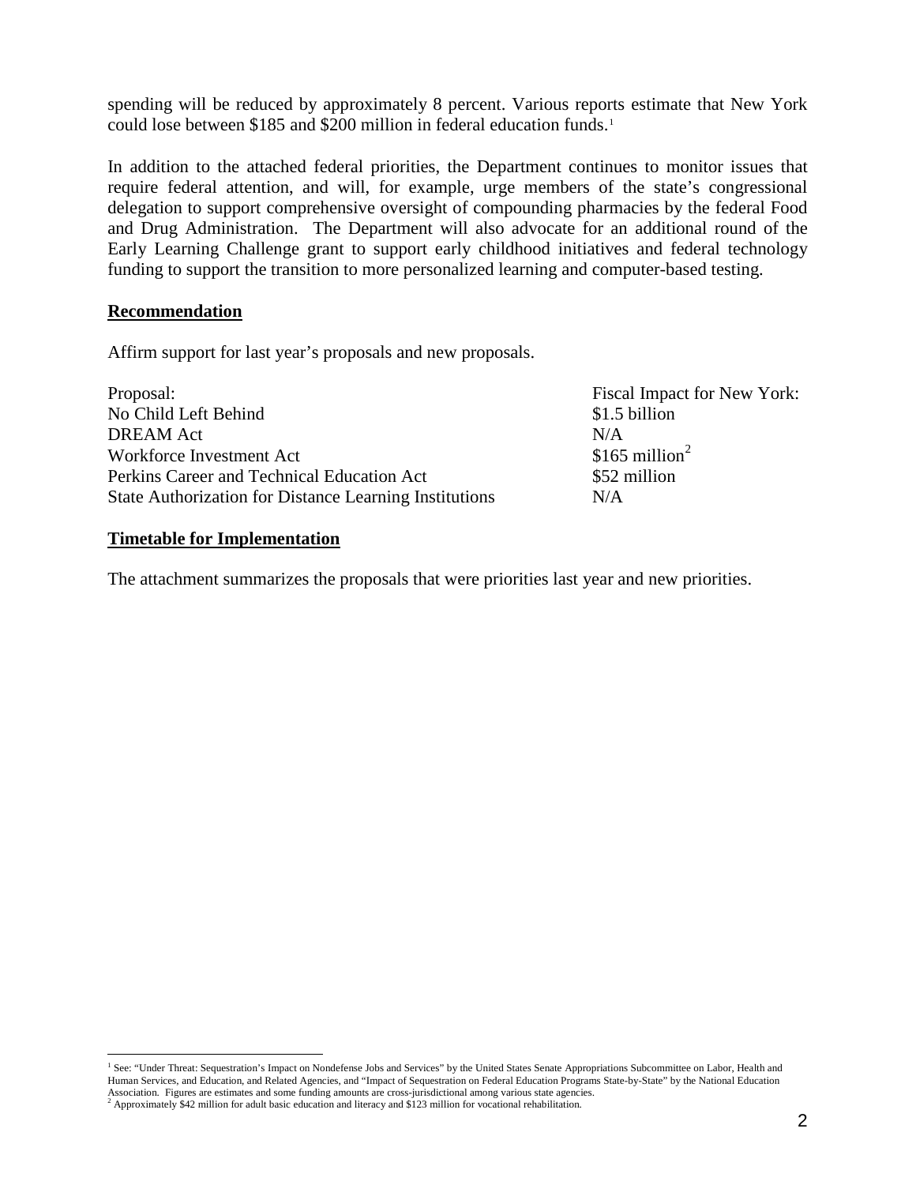spending will be reduced by approximately 8 percent. Various reports estimate that New York could lose between $185 and $200 million in federal education funds.[1]

In addition to the attached federal priorities, the Department continues to monitor issues that require federal attention, and will, for example, urge members of the state's congressional delegation to support comprehensive oversight of compounding pharmacies by the federal Food and Drug Administration. The Department will also advocate for an additional round of the Early Learning Challenge grant to support early childhood initiatives and federal technology funding to support the transition to more personalized learning and computer-based testing.

## Recommendation

Affirm support for last year's proposals and new proposals.

| Proposal: | Fiscal Impact for New York: |
|---|---|
| No Child Left Behind | $1.5 billion |
| DREAM Act | N/A |
| Workforce Investment Act | $165 million[2] |
| Perkins Career and Technical Education Act | $52 million |
| State Authorization for Distance Learning Institutions | N/A |

## Timetable for Implementation

The attachment summarizes the proposals that were priorities last year and new priorities.

---

[1] See: "Under Threat: Sequestration's Impact on Nondefense Jobs and Services" by the United States Senate Appropriations Subcommittee on Labor, Health and Human Services, and Education, and Related Agencies, and "Impact of Sequestration on Federal Education Programs State-by-State" by the National Education Association. Figures are estimates and some funding amounts are cross-jurisdictional among various state agencies.

[2] Approximately $42 million for adult basic education and literacy and $123 million for vocational rehabilitation.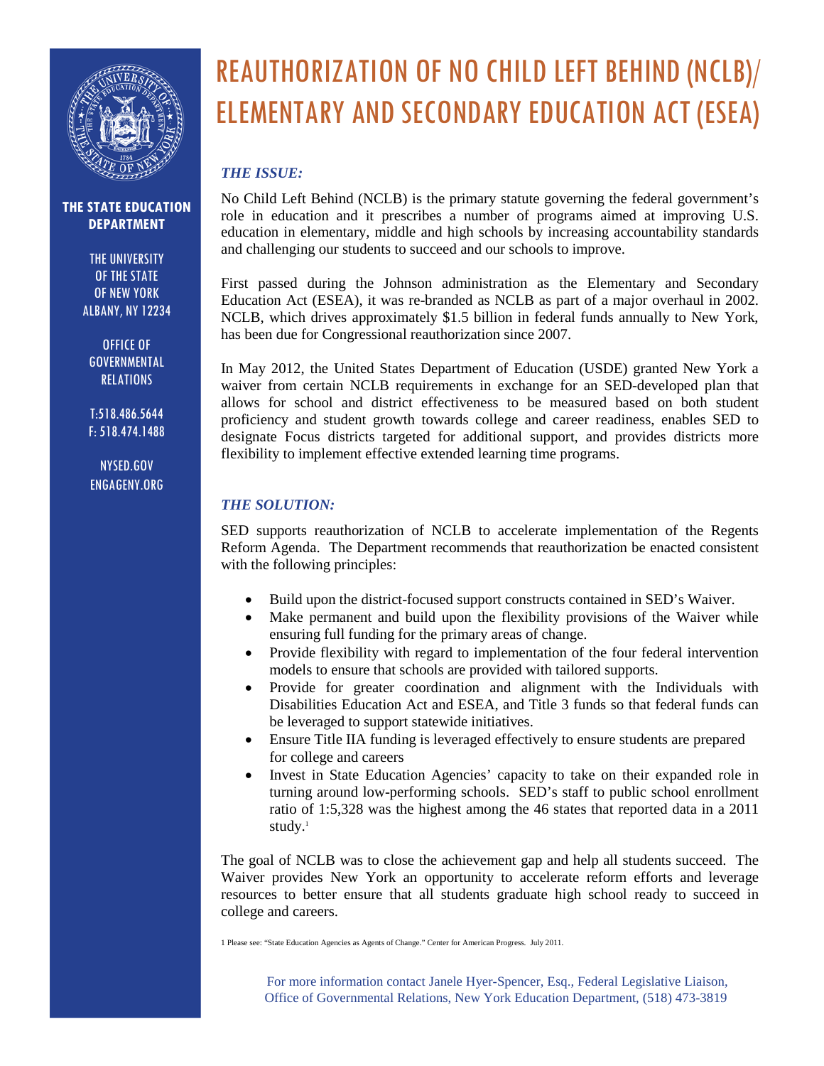# REAUTHORIZATION OF NO CHILD LEFT BEHIND (NCLB)/ ELEMENTARY AND SECONDARY EDUCATION ACT (ESEA)

**THE STATE EDUCATION DEPARTMENT**

THE UNIVERSITY OF THE STATE OF NEW YORK
ALBANY, NY 12234

OFFICE OF GOVERNMENTAL RELATIONS

T:518.486.5644
F: 518.474.1488

NYSED.GOV
ENGAGENY.ORG

### *THE ISSUE:*

No Child Left Behind (NCLB) is the primary statute governing the federal government's role in education and it prescribes a number of programs aimed at improving U.S. education in elementary, middle and high schools by increasing accountability standards and challenging our students to succeed and our schools to improve.

First passed during the Johnson administration as the Elementary and Secondary Education Act (ESEA), it was re-branded as NCLB as part of a major overhaul in 2002. NCLB, which drives approximately $1.5 billion in federal funds annually to New York, has been due for Congressional reauthorization since 2007.

In May 2012, the United States Department of Education (USDE) granted New York a waiver from certain NCLB requirements in exchange for an SED-developed plan that allows for school and district effectiveness to be measured based on both student proficiency and student growth towards college and career readiness, enables SED to designate Focus districts targeted for additional support, and provides districts more flexibility to implement effective extended learning time programs.

### *THE SOLUTION:*

SED supports reauthorization of NCLB to accelerate implementation of the Regents Reform Agenda. The Department recommends that reauthorization be enacted consistent with the following principles:

- Build upon the district-focused support constructs contained in SED's Waiver.
- Make permanent and build upon the flexibility provisions of the Waiver while ensuring full funding for the primary areas of change.
- Provide flexibility with regard to implementation of the four federal intervention models to ensure that schools are provided with tailored supports.
- Provide for greater coordination and alignment with the Individuals with Disabilities Education Act and ESEA, and Title 3 funds so that federal funds can be leveraged to support statewide initiatives.
- Ensure Title IIA funding is leveraged effectively to ensure students are prepared for college and careers
- Invest in State Education Agencies' capacity to take on their expanded role in turning around low-performing schools. SED's staff to public school enrollment ratio of 1:5,328 was the highest among the 46 states that reported data in a 2011 study.[1]

The goal of NCLB was to close the achievement gap and help all students succeed. The Waiver provides New York an opportunity to accelerate reform efforts and leverage resources to better ensure that all students graduate high school ready to succeed in college and careers.

1 Please see: "State Education Agencies as Agents of Change." Center for American Progress. July 2011.

For more information contact Janele Hyer-Spencer, Esq., Federal Legislative Liaison, Office of Governmental Relations, New York Education Department, (518) 473-3819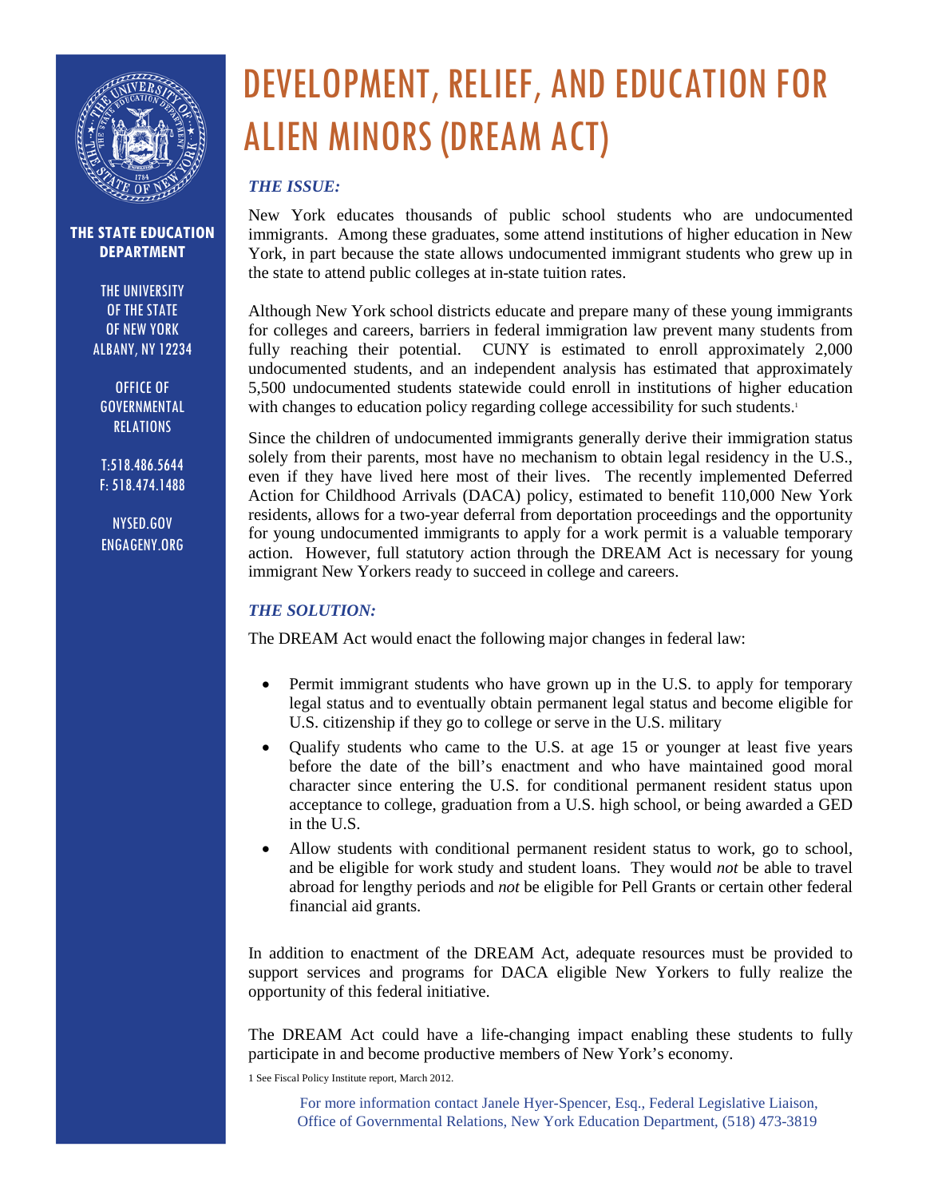**THE STATE EDUCATION DEPARTMENT**

THE UNIVERSITY OF THE STATE OF NEW YORK
ALBANY, NY 12234

OFFICE OF GOVERNMENTAL RELATIONS

T:518.486.5644
F: 518.474.1488

NYSED.GOV
ENGAGENY.ORG

# DEVELOPMENT, RELIEF, AND EDUCATION FOR ALIEN MINORS (DREAM ACT)

### *THE ISSUE:*

New York educates thousands of public school students who are undocumented immigrants. Among these graduates, some attend institutions of higher education in New York, in part because the state allows undocumented immigrant students who grew up in the state to attend public colleges at in-state tuition rates.

Although New York school districts educate and prepare many of these young immigrants for colleges and careers, barriers in federal immigration law prevent many students from fully reaching their potential. CUNY is estimated to enroll approximately 2,000 undocumented students, and an independent analysis has estimated that approximately 5,500 undocumented students statewide could enroll in institutions of higher education with changes to education policy regarding college accessibility for such students.[1]

Since the children of undocumented immigrants generally derive their immigration status solely from their parents, most have no mechanism to obtain legal residency in the U.S., even if they have lived here most of their lives. The recently implemented Deferred Action for Childhood Arrivals (DACA) policy, estimated to benefit 110,000 New York residents, allows for a two-year deferral from deportation proceedings and the opportunity for young undocumented immigrants to apply for a work permit is a valuable temporary action. However, full statutory action through the DREAM Act is necessary for young immigrant New Yorkers ready to succeed in college and careers.

### *THE SOLUTION:*

The DREAM Act would enact the following major changes in federal law:

- Permit immigrant students who have grown up in the U.S. to apply for temporary legal status and to eventually obtain permanent legal status and become eligible for U.S. citizenship if they go to college or serve in the U.S. military
- Qualify students who came to the U.S. at age 15 or younger at least five years before the date of the bill's enactment and who have maintained good moral character since entering the U.S. for conditional permanent resident status upon acceptance to college, graduation from a U.S. high school, or being awarded a GED in the U.S.
- Allow students with conditional permanent resident status to work, go to school, and be eligible for work study and student loans. They would *not* be able to travel abroad for lengthy periods and *not* be eligible for Pell Grants or certain other federal financial aid grants.

In addition to enactment of the DREAM Act, adequate resources must be provided to support services and programs for DACA eligible New Yorkers to fully realize the opportunity of this federal initiative.

The DREAM Act could have a life-changing impact enabling these students to fully participate in and become productive members of New York's economy.

[1] See Fiscal Policy Institute report, March 2012.

For more information contact Janele Hyer-Spencer, Esq., Federal Legislative Liaison, Office of Governmental Relations, New York Education Department, (518) 473-3819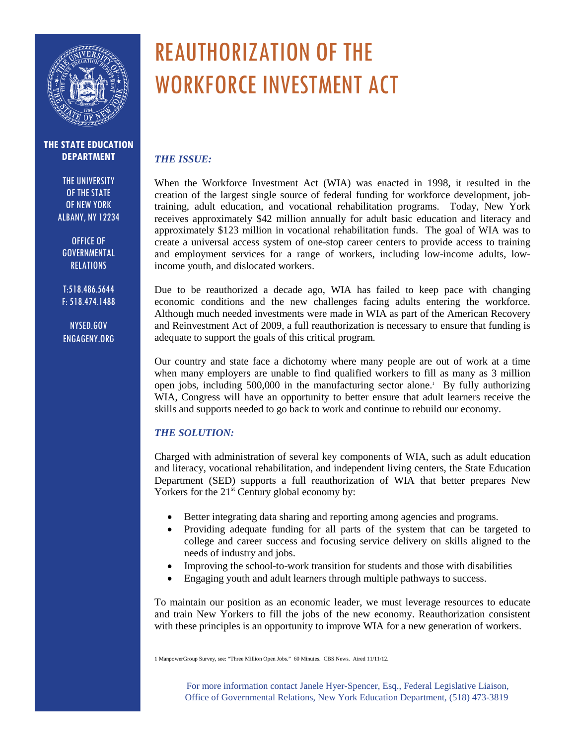**THE STATE EDUCATION DEPARTMENT**

THE UNIVERSITY OF THE STATE OF NEW YORK
ALBANY, NY 12234

OFFICE OF GOVERNMENTAL RELATIONS

T:518.486.5644
F: 518.474.1488

NYSED.GOV
ENGAGENY.ORG

# REAUTHORIZATION OF THE WORKFORCE INVESTMENT ACT

***THE ISSUE:***

When the Workforce Investment Act (WIA) was enacted in 1998, it resulted in the creation of the largest single source of federal funding for workforce development, job-training, adult education, and vocational rehabilitation programs. Today, New York receives approximately $42 million annually for adult basic education and literacy and approximately $123 million in vocational rehabilitation funds. The goal of WIA was to create a universal access system of one-stop career centers to provide access to training and employment services for a range of workers, including low-income adults, low-income youth, and dislocated workers.

Due to be reauthorized a decade ago, WIA has failed to keep pace with changing economic conditions and the new challenges facing adults entering the workforce. Although much needed investments were made in WIA as part of the American Recovery and Reinvestment Act of 2009, a full reauthorization is necessary to ensure that funding is adequate to support the goals of this critical program.

Our country and state face a dichotomy where many people are out of work at a time when many employers are unable to find qualified workers to fill as many as 3 million open jobs, including 500,000 in the manufacturing sector alone.[1] By fully authorizing WIA, Congress will have an opportunity to better ensure that adult learners receive the skills and supports needed to go back to work and continue to rebuild our economy.

***THE SOLUTION:***

Charged with administration of several key components of WIA, such as adult education and literacy, vocational rehabilitation, and independent living centers, the State Education Department (SED) supports a full reauthorization of WIA that better prepares New Yorkers for the 21st Century global economy by:

- Better integrating data sharing and reporting among agencies and programs.
- Providing adequate funding for all parts of the system that can be targeted to college and career success and focusing service delivery on skills aligned to the needs of industry and jobs.
- Improving the school-to-work transition for students and those with disabilities
- Engaging youth and adult learners through multiple pathways to success.

To maintain our position as an economic leader, we must leverage resources to educate and train New Yorkers to fill the jobs of the new economy. Reauthorization consistent with these principles is an opportunity to improve WIA for a new generation of workers.

1 ManpowerGroup Survey, see: "Three Million Open Jobs." 60 Minutes. CBS News. Aired 11/11/12.

For more information contact Janele Hyer-Spencer, Esq., Federal Legislative Liaison, Office of Governmental Relations, New York Education Department, (518) 473-3819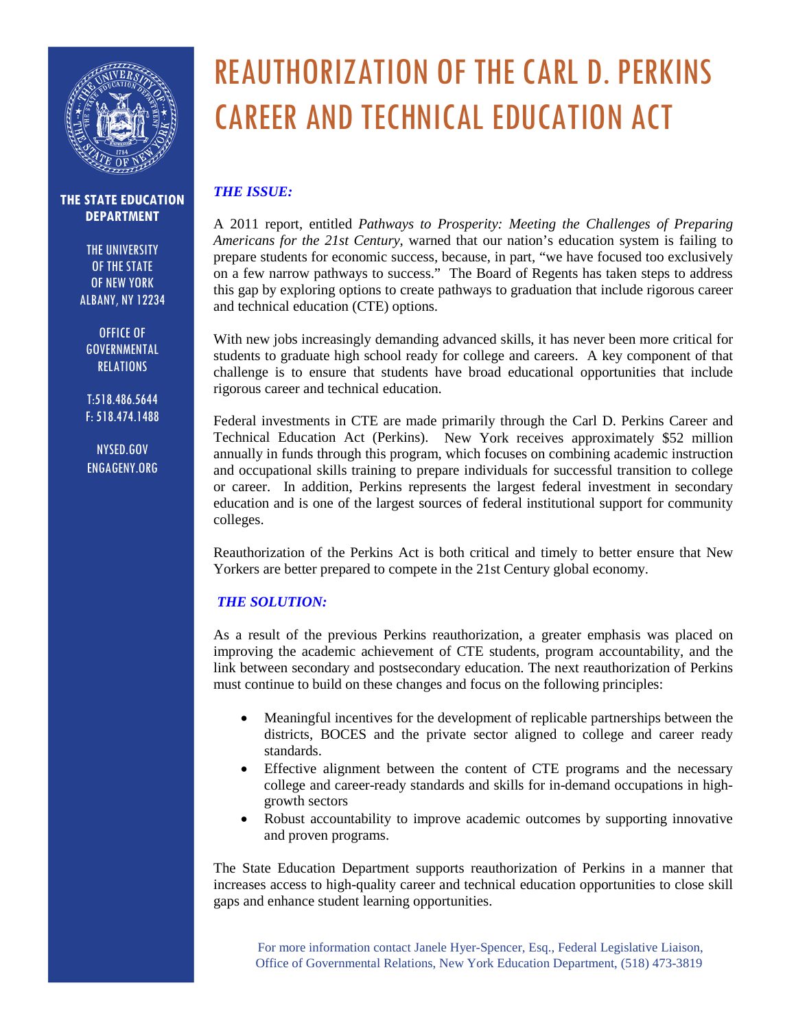# REAUTHORIZATION OF THE CARL D. PERKINS CAREER AND TECHNICAL EDUCATION ACT

**THE STATE EDUCATION DEPARTMENT**

THE UNIVERSITY OF THE STATE OF NEW YORK
ALBANY, NY 12234

OFFICE OF GOVERNMENTAL RELATIONS

T:518.486.5644
F: 518.474.1488

NYSED.GOV
ENGAGENY.ORG

## *THE ISSUE:*

A 2011 report, entitled *Pathways to Prosperity: Meeting the Challenges of Preparing Americans for the 21st Century*, warned that our nation's education system is failing to prepare students for economic success, because, in part, "we have focused too exclusively on a few narrow pathways to success." The Board of Regents has taken steps to address this gap by exploring options to create pathways to graduation that include rigorous career and technical education (CTE) options.

With new jobs increasingly demanding advanced skills, it has never been more critical for students to graduate high school ready for college and careers. A key component of that challenge is to ensure that students have broad educational opportunities that include rigorous career and technical education.

Federal investments in CTE are made primarily through the Carl D. Perkins Career and Technical Education Act (Perkins). New York receives approximately $52 million annually in funds through this program, which focuses on combining academic instruction and occupational skills training to prepare individuals for successful transition to college or career. In addition, Perkins represents the largest federal investment in secondary education and is one of the largest sources of federal institutional support for community colleges.

Reauthorization of the Perkins Act is both critical and timely to better ensure that New Yorkers are better prepared to compete in the 21st Century global economy.

## *THE SOLUTION:*

As a result of the previous Perkins reauthorization, a greater emphasis was placed on improving the academic achievement of CTE students, program accountability, and the link between secondary and postsecondary education. The next reauthorization of Perkins must continue to build on these changes and focus on the following principles:

- Meaningful incentives for the development of replicable partnerships between the districts, BOCES and the private sector aligned to college and career ready standards.
- Effective alignment between the content of CTE programs and the necessary college and career-ready standards and skills for in-demand occupations in high-growth sectors
- Robust accountability to improve academic outcomes by supporting innovative and proven programs.

The State Education Department supports reauthorization of Perkins in a manner that increases access to high-quality career and technical education opportunities to close skill gaps and enhance student learning opportunities.

For more information contact Janele Hyer-Spencer, Esq., Federal Legislative Liaison, Office of Governmental Relations, New York Education Department, (518) 473-3819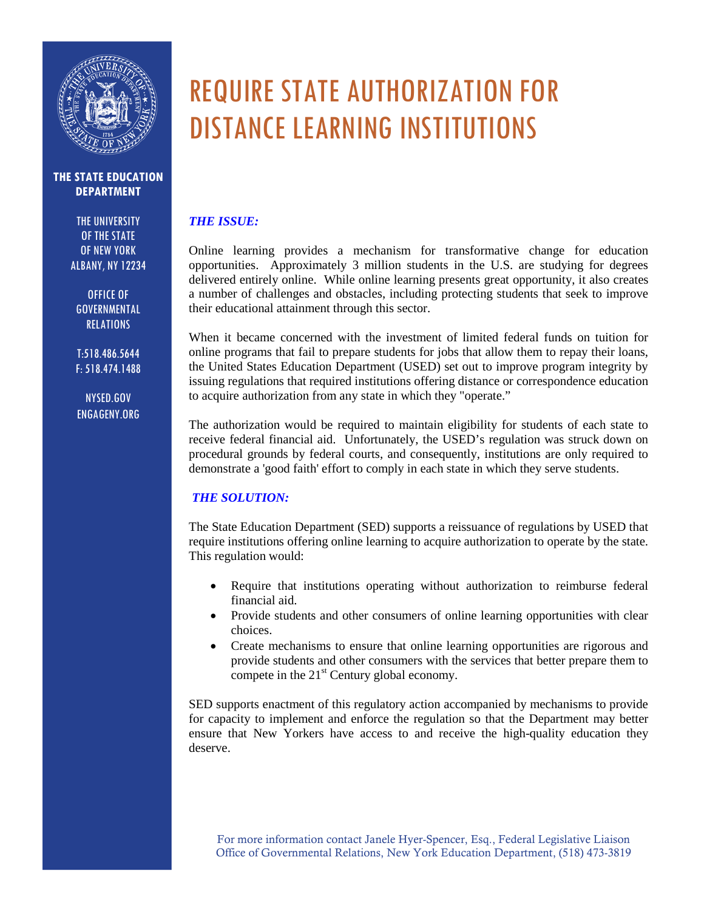**THE STATE EDUCATION DEPARTMENT**

THE UNIVERSITY OF THE STATE OF NEW YORK
ALBANY, NY 12234

OFFICE OF GOVERNMENTAL RELATIONS

T:518.486.5644
F: 518.474.1488

NYSED.GOV
ENGAGENY.ORG

# REQUIRE STATE AUTHORIZATION FOR DISTANCE LEARNING INSTITUTIONS

### *THE ISSUE:*

Online learning provides a mechanism for transformative change for education opportunities. Approximately 3 million students in the U.S. are studying for degrees delivered entirely online. While online learning presents great opportunity, it also creates a number of challenges and obstacles, including protecting students that seek to improve their educational attainment through this sector.

When it became concerned with the investment of limited federal funds on tuition for online programs that fail to prepare students for jobs that allow them to repay their loans, the United States Education Department (USED) set out to improve program integrity by issuing regulations that required institutions offering distance or correspondence education to acquire authorization from any state in which they "operate."

The authorization would be required to maintain eligibility for students of each state to receive federal financial aid. Unfortunately, the USED's regulation was struck down on procedural grounds by federal courts, and consequently, institutions are only required to demonstrate a 'good faith' effort to comply in each state in which they serve students.

### *THE SOLUTION:*

The State Education Department (SED) supports a reissuance of regulations by USED that require institutions offering online learning to acquire authorization to operate by the state. This regulation would:

- Require that institutions operating without authorization to reimburse federal financial aid.
- Provide students and other consumers of online learning opportunities with clear choices.
- Create mechanisms to ensure that online learning opportunities are rigorous and provide students and other consumers with the services that better prepare them to compete in the 21st Century global economy.

SED supports enactment of this regulatory action accompanied by mechanisms to provide for capacity to implement and enforce the regulation so that the Department may better ensure that New Yorkers have access to and receive the high-quality education they deserve.

For more information contact Janele Hyer-Spencer, Esq., Federal Legislative Liaison
Office of Governmental Relations, New York Education Department, (518) 473-3819